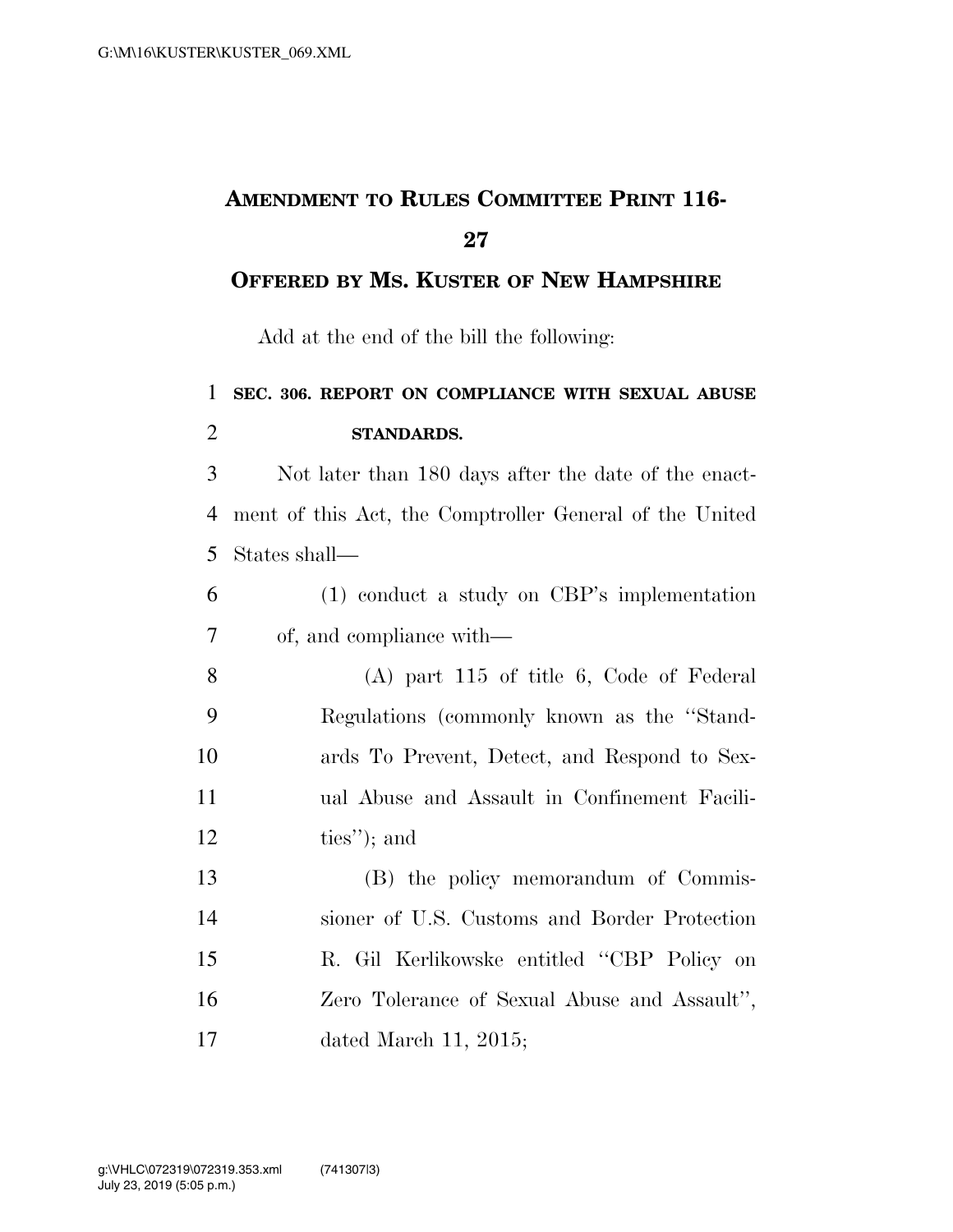# AMENDMENT TO RULES COMMITTEE PRINT 116-27

## OFFERED BY MS. KUSTER OF NEW HAMPSHIRE

Add at the end of the bill the following:

**SEC. 306. REPORT ON COMPLIANCE WITH SEXUAL ABUSE STANDARDS.**

Not later than 180 days after the date of the enactment of this Act, the Comptroller General of the United States shall—

(1) conduct a study on CBP's implementation of, and compliance with—

(A) part 115 of title 6, Code of Federal Regulations (commonly known as the "Standards To Prevent, Detect, and Respond to Sexual Abuse and Assault in Confinement Facilities"); and

(B) the policy memorandum of Commissioner of U.S. Customs and Border Protection R. Gil Kerlikowske entitled "CBP Policy on Zero Tolerance of Sexual Abuse and Assault", dated March 11, 2015;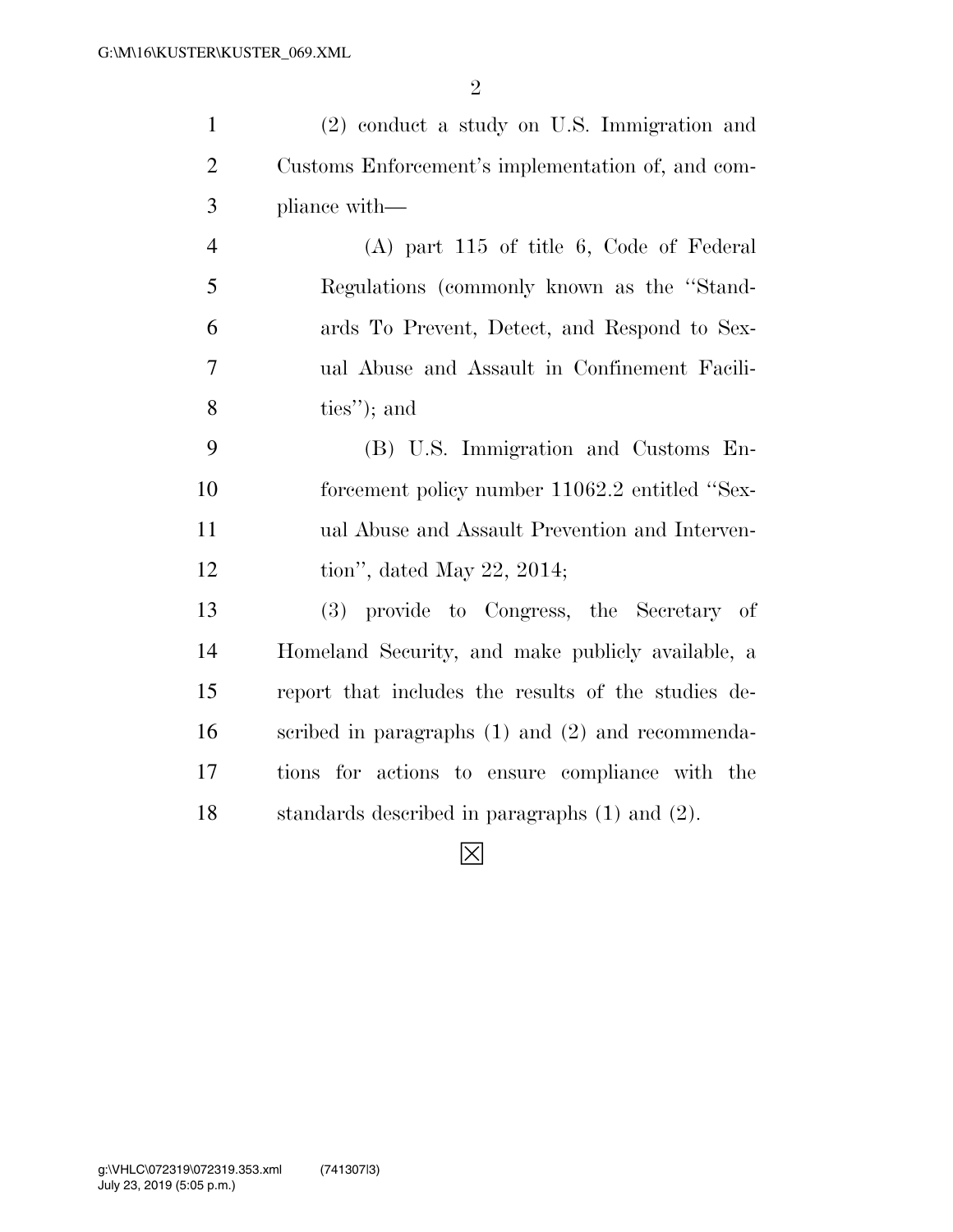(2) conduct a study on U.S. Immigration and Customs Enforcement's implementation of, and compliance with—

(A) part 115 of title 6, Code of Federal Regulations (commonly known as the "Standards To Prevent, Detect, and Respond to Sexual Abuse and Assault in Confinement Facilities"); and

(B) U.S. Immigration and Customs Enforcement policy number 11062.2 entitled "Sexual Abuse and Assault Prevention and Intervention", dated May 22, 2014;

(3) provide to Congress, the Secretary of Homeland Security, and make publicly available, a report that includes the results of the studies described in paragraphs (1) and (2) and recommendations for actions to ensure compliance with the standards described in paragraphs (1) and (2).